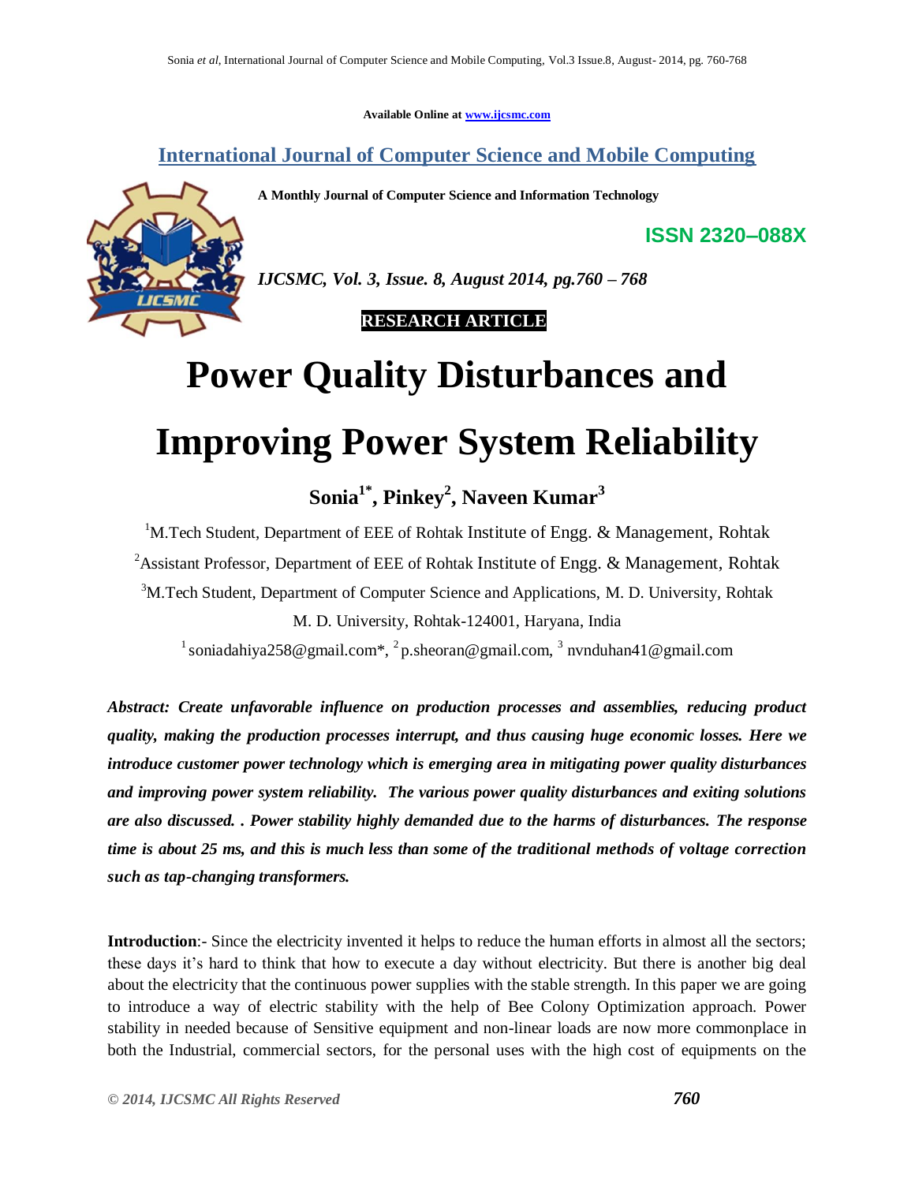Available Online at www.ijcsmc.com

# International Journal of Computer Science and Mobile Computing

**A Monthly Journal of Computer Science and Information Technology**

**ISSN 2320–088X**

*IJCSMC, Vol. 3, Issue. 8, August 2014, pg.760 – 768*

**RESEARCH ARTICLE**

# Power Quality Disturbances and Improving Power System Reliability

**Sonia[1*], Pinkey[2], Naveen Kumar[3]**

[1]M.Tech Student, Department of EEE of Rohtak Institute of Engg. & Management, Rohtak

[2]Assistant Professor, Department of EEE of Rohtak Institute of Engg. & Management, Rohtak

[3]M.Tech Student, Department of Computer Science and Applications, M. D. University, Rohtak

M. D. University, Rohtak-124001, Haryana, India

[1] soniadahiya258@gmail.com*, [2] p.sheoran@gmail.com, [3] nvnduhan41@gmail.com

***Abstract: Create unfavorable influence on production processes and assemblies, reducing product quality, making the production processes interrupt, and thus causing huge economic losses. Here we introduce customer power technology which is emerging area in mitigating power quality disturbances and improving power system reliability. The various power quality disturbances and exiting solutions are also discussed. . Power stability highly demanded due to the harms of disturbances. The response time is about 25 ms, and this is much less than some of the traditional methods of voltage correction such as tap-changing transformers.***

**Introduction**:- Since the electricity invented it helps to reduce the human efforts in almost all the sectors; these days it's hard to think that how to execute a day without electricity. But there is another big deal about the electricity that the continuous power supplies with the stable strength. In this paper we are going to introduce a way of electric stability with the help of Bee Colony Optimization approach. Power stability in needed because of Sensitive equipment and non-linear loads are now more commonplace in both the Industrial, commercial sectors, for the personal uses with the high cost of equipments on the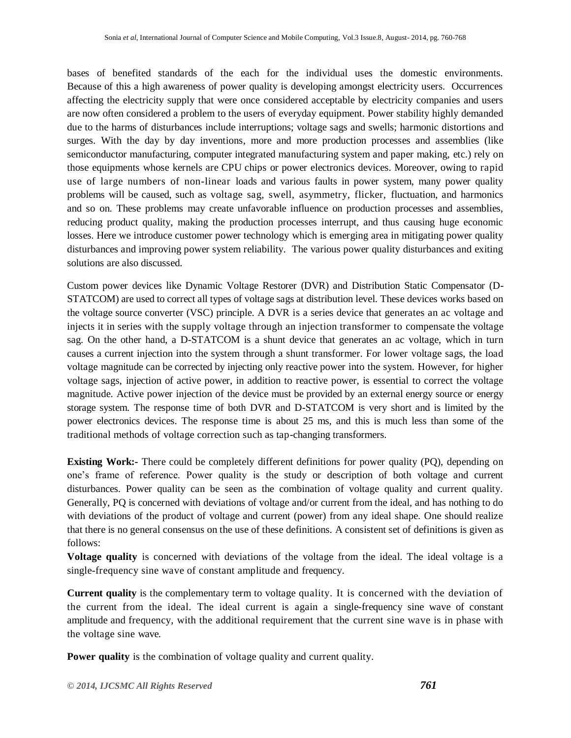bases of benefited standards of the each for the individual uses the domestic environments. Because of this a high awareness of power quality is developing amongst electricity users. Occurrences affecting the electricity supply that were once considered acceptable by electricity companies and users are now often considered a problem to the users of everyday equipment. Power stability highly demanded due to the harms of disturbances include interruptions; voltage sags and swells; harmonic distortions and surges. With the day by day inventions, more and more production processes and assemblies (like semiconductor manufacturing, computer integrated manufacturing system and paper making, etc.) rely on those equipments whose kernels are CPU chips or power electronics devices. Moreover, owing to rapid use of large numbers of non-linear loads and various faults in power system, many power quality problems will be caused, such as voltage sag, swell, asymmetry, flicker, fluctuation, and harmonics and so on. These problems may create unfavorable influence on production processes and assemblies, reducing product quality, making the production processes interrupt, and thus causing huge economic losses. Here we introduce customer power technology which is emerging area in mitigating power quality disturbances and improving power system reliability. The various power quality disturbances and exiting solutions are also discussed.

Custom power devices like Dynamic Voltage Restorer (DVR) and Distribution Static Compensator (D-STATCOM) are used to correct all types of voltage sags at distribution level. These devices works based on the voltage source converter (VSC) principle. A DVR is a series device that generates an ac voltage and injects it in series with the supply voltage through an injection transformer to compensate the voltage sag. On the other hand, a D-STATCOM is a shunt device that generates an ac voltage, which in turn causes a current injection into the system through a shunt transformer. For lower voltage sags, the load voltage magnitude can be corrected by injecting only reactive power into the system. However, for higher voltage sags, injection of active power, in addition to reactive power, is essential to correct the voltage magnitude. Active power injection of the device must be provided by an external energy source or energy storage system. The response time of both DVR and D-STATCOM is very short and is limited by the power electronics devices. The response time is about 25 ms, and this is much less than some of the traditional methods of voltage correction such as tap-changing transformers.

**Existing Work:-** There could be completely different definitions for power quality (PQ), depending on one's frame of reference. Power quality is the study or description of both voltage and current disturbances. Power quality can be seen as the combination of voltage quality and current quality. Generally, PQ is concerned with deviations of voltage and/or current from the ideal, and has nothing to do with deviations of the product of voltage and current (power) from any ideal shape. One should realize that there is no general consensus on the use of these definitions. A consistent set of definitions is given as follows:

**Voltage quality** is concerned with deviations of the voltage from the ideal. The ideal voltage is a single-frequency sine wave of constant amplitude and frequency.

**Current quality** is the complementary term to voltage quality. It is concerned with the deviation of the current from the ideal. The ideal current is again a single-frequency sine wave of constant amplitude and frequency, with the additional requirement that the current sine wave is in phase with the voltage sine wave.

**Power quality** is the combination of voltage quality and current quality.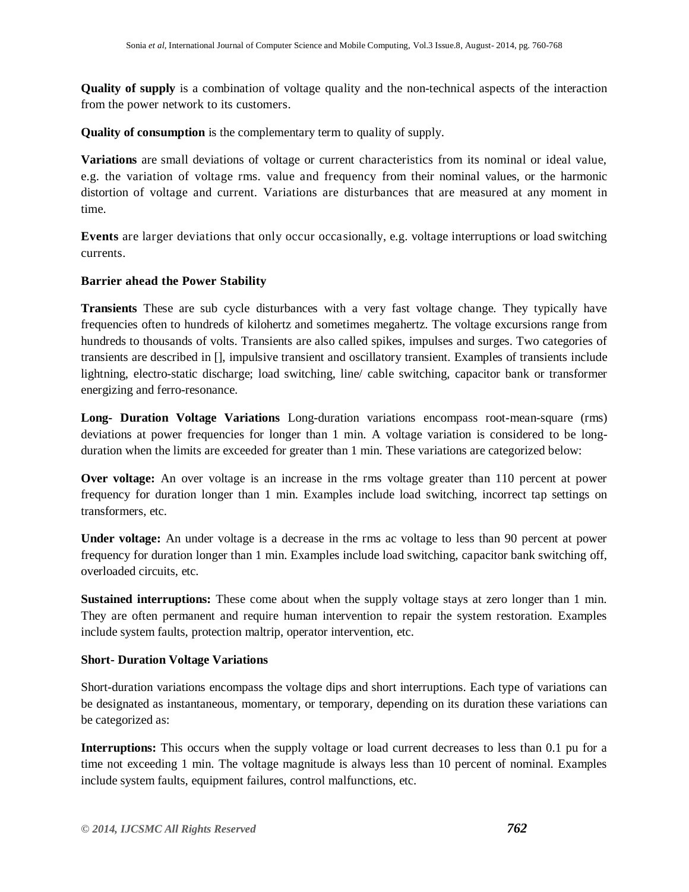**Quality of supply** is a combination of voltage quality and the non-technical aspects of the interaction from the power network to its customers.

**Quality of consumption** is the complementary term to quality of supply.

**Variations** are small deviations of voltage or current characteristics from its nominal or ideal value, e.g. the variation of voltage rms. value and frequency from their nominal values, or the harmonic distortion of voltage and current. Variations are disturbances that are measured at any moment in time.

**Events** are larger deviations that only occur occasionally, e.g. voltage interruptions or load switching currents.

**Barrier ahead the Power Stability**

**Transients** These are sub cycle disturbances with a very fast voltage change. They typically have frequencies often to hundreds of kilohertz and sometimes megahertz. The voltage excursions range from hundreds to thousands of volts. Transients are also called spikes, impulses and surges. Two categories of transients are described in [], impulsive transient and oscillatory transient. Examples of transients include lightning, electro-static discharge; load switching, line/ cable switching, capacitor bank or transformer energizing and ferro-resonance.

**Long- Duration Voltage Variations** Long-duration variations encompass root-mean-square (rms) deviations at power frequencies for longer than 1 min. A voltage variation is considered to be long-duration when the limits are exceeded for greater than 1 min. These variations are categorized below:

**Over voltage:** An over voltage is an increase in the rms voltage greater than 110 percent at power frequency for duration longer than 1 min. Examples include load switching, incorrect tap settings on transformers, etc.

**Under voltage:** An under voltage is a decrease in the rms ac voltage to less than 90 percent at power frequency for duration longer than 1 min. Examples include load switching, capacitor bank switching off, overloaded circuits, etc.

**Sustained interruptions:** These come about when the supply voltage stays at zero longer than 1 min. They are often permanent and require human intervention to repair the system restoration. Examples include system faults, protection maltrip, operator intervention, etc.

**Short- Duration Voltage Variations**

Short-duration variations encompass the voltage dips and short interruptions. Each type of variations can be designated as instantaneous, momentary, or temporary, depending on its duration these variations can be categorized as:

**Interruptions:** This occurs when the supply voltage or load current decreases to less than 0.1 pu for a time not exceeding 1 min. The voltage magnitude is always less than 10 percent of nominal. Examples include system faults, equipment failures, control malfunctions, etc.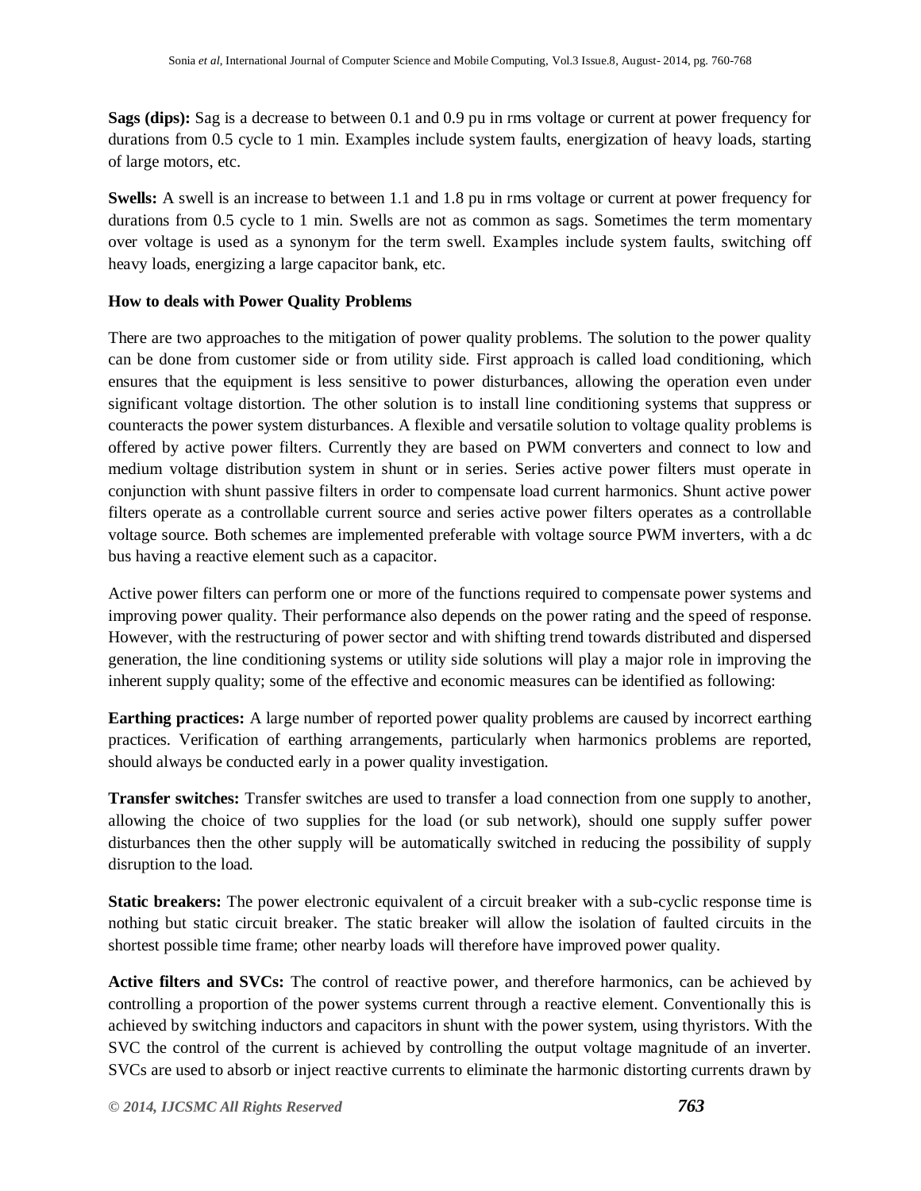**Sags (dips):** Sag is a decrease to between 0.1 and 0.9 pu in rms voltage or current at power frequency for durations from 0.5 cycle to 1 min. Examples include system faults, energization of heavy loads, starting of large motors, etc.

**Swells:** A swell is an increase to between 1.1 and 1.8 pu in rms voltage or current at power frequency for durations from 0.5 cycle to 1 min. Swells are not as common as sags. Sometimes the term momentary over voltage is used as a synonym for the term swell. Examples include system faults, switching off heavy loads, energizing a large capacitor bank, etc.

**How to deals with Power Quality Problems**

There are two approaches to the mitigation of power quality problems. The solution to the power quality can be done from customer side or from utility side. First approach is called load conditioning, which ensures that the equipment is less sensitive to power disturbances, allowing the operation even under significant voltage distortion. The other solution is to install line conditioning systems that suppress or counteracts the power system disturbances. A flexible and versatile solution to voltage quality problems is offered by active power filters. Currently they are based on PWM converters and connect to low and medium voltage distribution system in shunt or in series. Series active power filters must operate in conjunction with shunt passive filters in order to compensate load current harmonics. Shunt active power filters operate as a controllable current source and series active power filters operates as a controllable voltage source. Both schemes are implemented preferable with voltage source PWM inverters, with a dc bus having a reactive element such as a capacitor.

Active power filters can perform one or more of the functions required to compensate power systems and improving power quality. Their performance also depends on the power rating and the speed of response. However, with the restructuring of power sector and with shifting trend towards distributed and dispersed generation, the line conditioning systems or utility side solutions will play a major role in improving the inherent supply quality; some of the effective and economic measures can be identified as following:

**Earthing practices:** A large number of reported power quality problems are caused by incorrect earthing practices. Verification of earthing arrangements, particularly when harmonics problems are reported, should always be conducted early in a power quality investigation.

**Transfer switches:** Transfer switches are used to transfer a load connection from one supply to another, allowing the choice of two supplies for the load (or sub network), should one supply suffer power disturbances then the other supply will be automatically switched in reducing the possibility of supply disruption to the load.

**Static breakers:** The power electronic equivalent of a circuit breaker with a sub-cyclic response time is nothing but static circuit breaker. The static breaker will allow the isolation of faulted circuits in the shortest possible time frame; other nearby loads will therefore have improved power quality.

**Active filters and SVCs:** The control of reactive power, and therefore harmonics, can be achieved by controlling a proportion of the power systems current through a reactive element. Conventionally this is achieved by switching inductors and capacitors in shunt with the power system, using thyristors. With the SVC the control of the current is achieved by controlling the output voltage magnitude of an inverter. SVCs are used to absorb or inject reactive currents to eliminate the harmonic distorting currents drawn by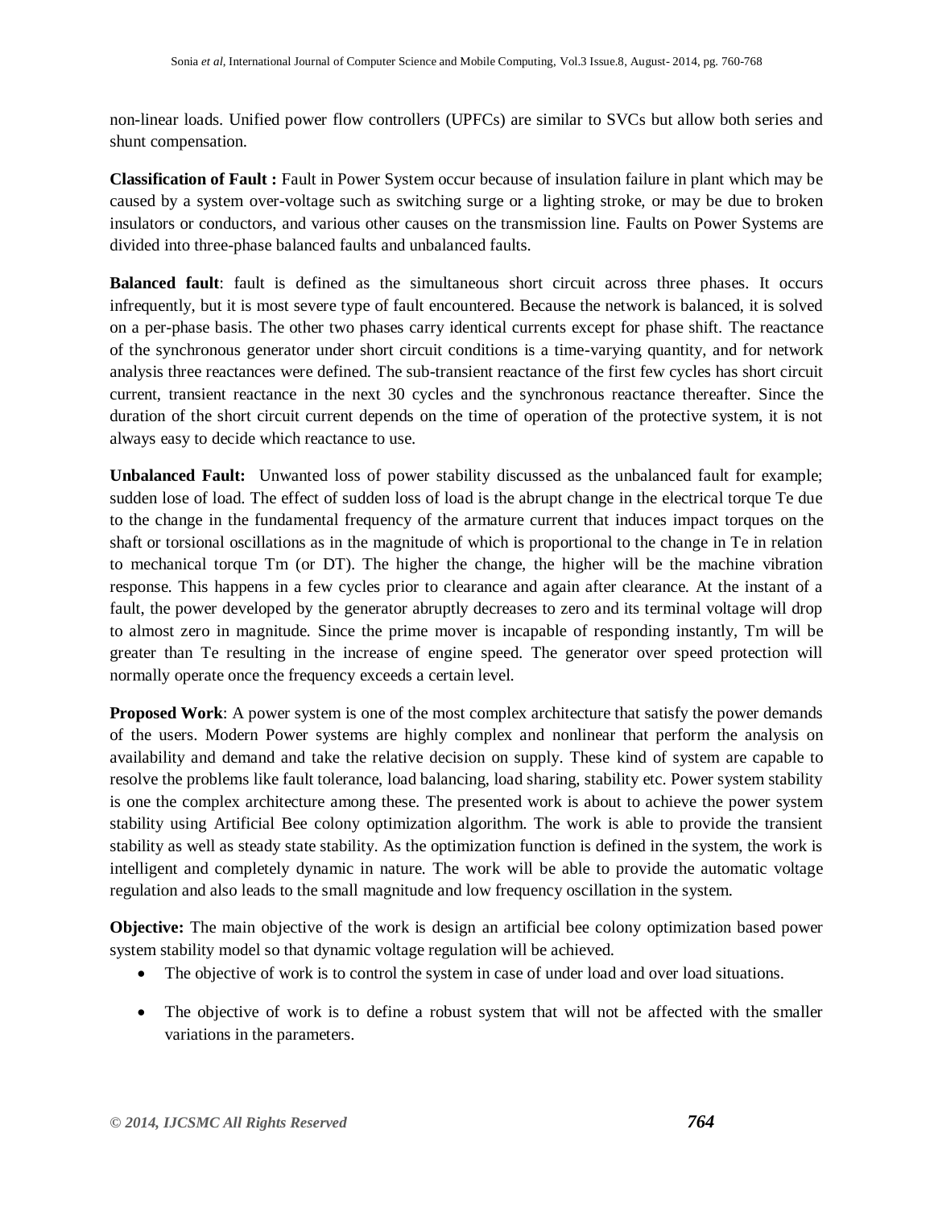non-linear loads. Unified power flow controllers (UPFCs) are similar to SVCs but allow both series and shunt compensation.

**Classification of Fault :** Fault in Power System occur because of insulation failure in plant which may be caused by a system over-voltage such as switching surge or a lighting stroke, or may be due to broken insulators or conductors, and various other causes on the transmission line. Faults on Power Systems are divided into three-phase balanced faults and unbalanced faults.

**Balanced fault**: fault is defined as the simultaneous short circuit across three phases. It occurs infrequently, but it is most severe type of fault encountered. Because the network is balanced, it is solved on a per-phase basis. The other two phases carry identical currents except for phase shift. The reactance of the synchronous generator under short circuit conditions is a time-varying quantity, and for network analysis three reactances were defined. The sub-transient reactance of the first few cycles has short circuit current, transient reactance in the next 30 cycles and the synchronous reactance thereafter. Since the duration of the short circuit current depends on the time of operation of the protective system, it is not always easy to decide which reactance to use.

**Unbalanced Fault:** Unwanted loss of power stability discussed as the unbalanced fault for example; sudden lose of load. The effect of sudden loss of load is the abrupt change in the electrical torque Te due to the change in the fundamental frequency of the armature current that induces impact torques on the shaft or torsional oscillations as in the magnitude of which is proportional to the change in Te in relation to mechanical torque Tm (or DT). The higher the change, the higher will be the machine vibration response. This happens in a few cycles prior to clearance and again after clearance. At the instant of a fault, the power developed by the generator abruptly decreases to zero and its terminal voltage will drop to almost zero in magnitude. Since the prime mover is incapable of responding instantly, Tm will be greater than Te resulting in the increase of engine speed. The generator over speed protection will normally operate once the frequency exceeds a certain level.

**Proposed Work**: A power system is one of the most complex architecture that satisfy the power demands of the users. Modern Power systems are highly complex and nonlinear that perform the analysis on availability and demand and take the relative decision on supply. These kind of system are capable to resolve the problems like fault tolerance, load balancing, load sharing, stability etc. Power system stability is one the complex architecture among these. The presented work is about to achieve the power system stability using Artificial Bee colony optimization algorithm. The work is able to provide the transient stability as well as steady state stability. As the optimization function is defined in the system, the work is intelligent and completely dynamic in nature. The work will be able to provide the automatic voltage regulation and also leads to the small magnitude and low frequency oscillation in the system.

**Objective:** The main objective of the work is design an artificial bee colony optimization based power system stability model so that dynamic voltage regulation will be achieved.

- The objective of work is to control the system in case of under load and over load situations.
- The objective of work is to define a robust system that will not be affected with the smaller variations in the parameters.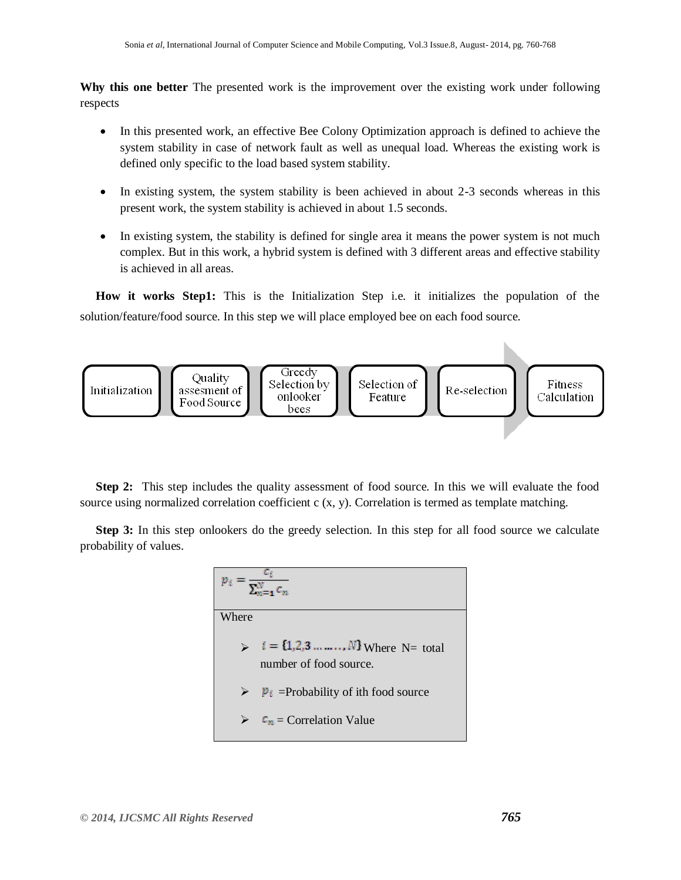**Why this one better** The presented work is the improvement over the existing work under following respects

- In this presented work, an effective Bee Colony Optimization approach is defined to achieve the system stability in case of network fault as well as unequal load. Whereas the existing work is defined only specific to the load based system stability.
- In existing system, the system stability is been achieved in about 2-3 seconds whereas in this present work, the system stability is achieved in about 1.5 seconds.
- In existing system, the stability is defined for single area it means the power system is not much complex. But in this work, a hybrid system is defined with 3 different areas and effective stability is achieved in all areas.

**How it works Step1:** This is the Initialization Step i.e. it initializes the population of the solution/feature/food source. In this step we will place employed bee on each food source.

Initialization → Quality assesment of Food Source → Greedy Selection by onlooker bees → Selection of Feature → Re-selection → Fitness Calculation

**Step 2:** This step includes the quality assessment of food source. In this we will evaluate the food source using normalized correlation coefficient c (x, y). Correlation is termed as template matching.

**Step 3:** In this step onlookers do the greedy selection. In this step for all food source we calculate probability of values.

$$p_i = \frac{c_i}{\sum_{n=1}^{N} c_n}$$

Where

- $i = \{1, 2, 3 \ldots\ldots, N\}$ Where N= total number of food source.
- $p_i$ =Probability of ith food source
- $c_n$ = Correlation Value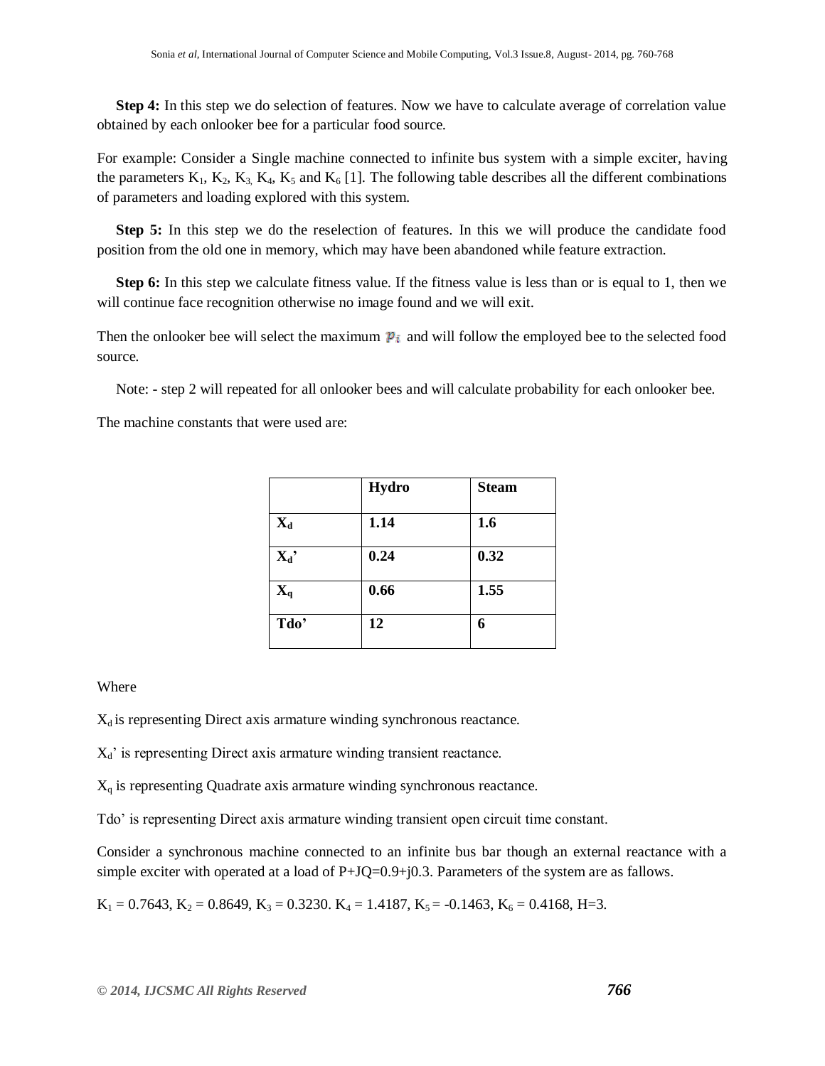**Step 4:** In this step we do selection of features. Now we have to calculate average of correlation value obtained by each onlooker bee for a particular food source.

For example: Consider a Single machine connected to infinite bus system with a simple exciter, having the parameters $K_1$, $K_2$, $K_3$, $K_4$, $K_5$ and $K_6$ [1]. The following table describes all the different combinations of parameters and loading explored with this system.

**Step 5:** In this step we do the reselection of features. In this we will produce the candidate food position from the old one in memory, which may have been abandoned while feature extraction.

**Step 6:** In this step we calculate fitness value. If the fitness value is less than or is equal to 1, then we will continue face recognition otherwise no image found and we will exit.

Then the onlooker bee will select the maximum $p_i$ and will follow the employed bee to the selected food source.

Note: - step 2 will repeated for all onlooker bees and will calculate probability for each onlooker bee.

The machine constants that were used are:

| | **Hydro** | **Steam** |
|---|---|---|
| **$X_d$** | **1.14** | **1.6** |
| **$X_d$'** | **0.24** | **0.32** |
| **$X_q$** | **0.66** | **1.55** |
| **Tdo'** | **12** | **6** |

Where

$X_d$ is representing Direct axis armature winding synchronous reactance.

$X_d$' is representing Direct axis armature winding transient reactance.

$X_q$ is representing Quadrate axis armature winding synchronous reactance.

Tdo' is representing Direct axis armature winding transient open circuit time constant.

Consider a synchronous machine connected to an infinite bus bar though an external reactance with a simple exciter with operated at a load of P+JQ=0.9+j0.3. Parameters of the system are as fallows.

$K_1 = 0.7643$, $K_2 = 0.8649$, $K_3 = 0.3230$. $K_4 = 1.4187$, $K_5 = -0.1463$, $K_6 = 0.4168$, H=3.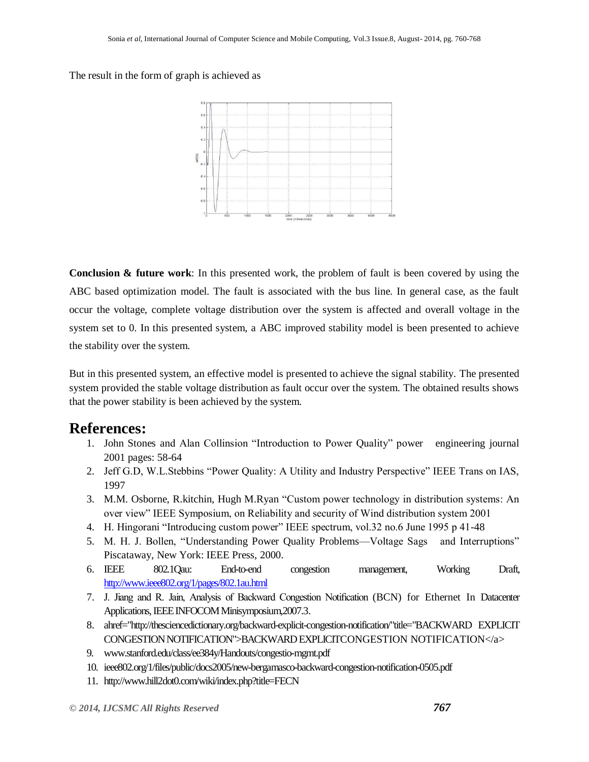The result in the form of graph is achieved as

**Conclusion & future work**: In this presented work, the problem of fault is been covered by using the ABC based optimization model. The fault is associated with the bus line. In general case, as the fault occur the voltage, complete voltage distribution over the system is affected and overall voltage in the system set to 0. In this presented system, a ABC improved stability model is been presented to achieve the stability over the system.

But in this presented system, an effective model is presented to achieve the signal stability. The presented system provided the stable voltage distribution as fault occur over the system. The obtained results shows that the power stability is been achieved by the system.

# References:

1. John Stones and Alan Collinsion "Introduction to Power Quality" power engineering journal 2001 pages: 58-64
2. Jeff G.D, W.L.Stebbins "Power Quality: A Utility and Industry Perspective" IEEE Trans on IAS, 1997
3. M.M. Osborne, R.kitchin, Hugh M.Ryan "Custom power technology in distribution systems: An over view" IEEE Symposium, on Reliability and security of Wind distribution system 2001
4. H. Hingorani "Introducing custom power" IEEE spectrum, vol.32 no.6 June 1995 p 41-48
5. M. H. J. Bollen, "Understanding Power Quality Problems—Voltage Sags and Interruptions" Piscataway, New York: IEEE Press, 2000.
6. IEEE 802.1Qau: End-to-end congestion management, Working Draft, http://www.ieee802.org/1/pages/802.1au.html
7. J. Jiang and R. Jain, Analysis of Backward Congestion Notification (BCN) for Ethernet In Datacenter Applications, IEEE INFOCOM Minisymposium,2007.3.
8. ahref="http://thesciencedictionary.org/backward-explicit-congestion-notification/"title="BACKWARD EXPLICIT CONGESTION NOTIFICATION">BACKWARD EXPLICITCONGESTION NOTIFICATION</a>
9. www.stanford.edu/class/ee384y/Handouts/congestio-mgmt.pdf
10. ieee802.org/1/files/public/docs2005/new-bergamasco-backward-congestion-notification-0505.pdf
11. http://www.hill2dot0.com/wiki/index.php?title=FECN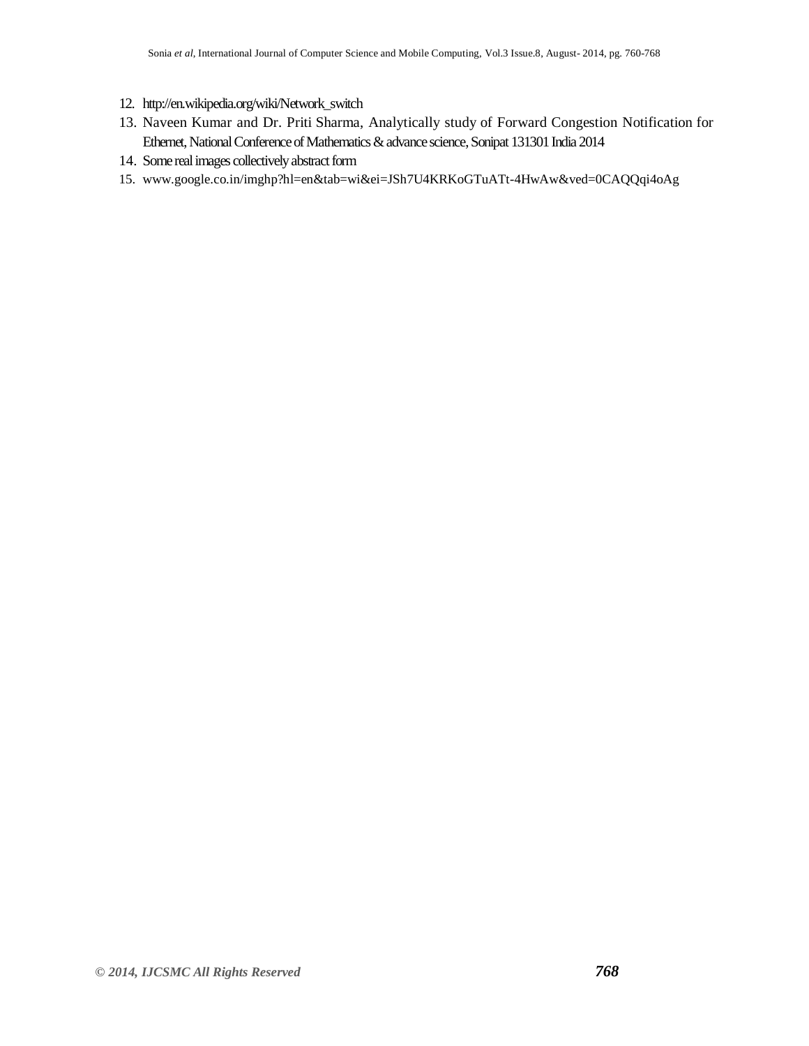12. http://en.wikipedia.org/wiki/Network_switch
13. Naveen Kumar and Dr. Priti Sharma, Analytically study of Forward Congestion Notification for Ethernet, National Conference of Mathematics & advance science, Sonipat 131301 India 2014
14. Some real images collectively abstract form
15. www.google.co.in/imghp?hl=en&tab=wi&ei=JSh7U4KRKoGTuATt-4HwAw&ved=0CAQQqi4oAg